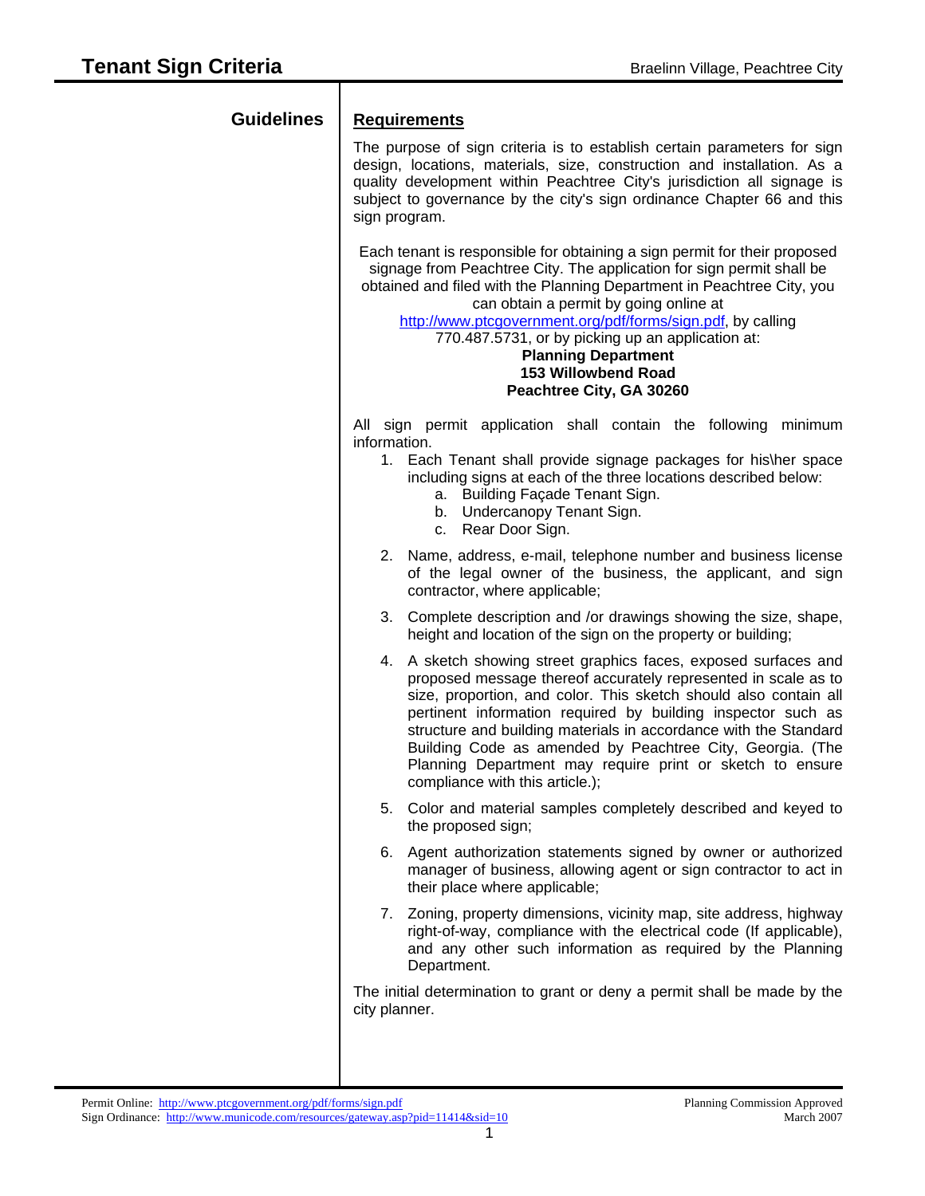# Tenant Sign Criteria

Braelinn Village, Peachtree City

## Guidelines

### Requirements

The purpose of sign criteria is to establish certain parameters for sign design, locations, materials, size, construction and installation. As a quality development within Peachtree City's jurisdiction all signage is subject to governance by the city's sign ordinance Chapter 66 and this sign program.

Each tenant is responsible for obtaining a sign permit for their proposed signage from Peachtree City. The application for sign permit shall be obtained and filed with the Planning Department in Peachtree City, you can obtain a permit by going online at http://www.ptcgovernment.org/pdf/forms/sign.pdf, by calling 770.487.5731, or by picking up an application at:

**Planning Department**
**153 Willowbend Road**
**Peachtree City, GA 30260**

All sign permit application shall contain the following minimum information.

1. Each Tenant shall provide signage packages for his\her space including signs at each of the three locations described below:
   a. Building Façade Tenant Sign.
   b. Undercanopy Tenant Sign.
   c. Rear Door Sign.
2. Name, address, e-mail, telephone number and business license of the legal owner of the business, the applicant, and sign contractor, where applicable;
3. Complete description and /or drawings showing the size, shape, height and location of the sign on the property or building;
4. A sketch showing street graphics faces, exposed surfaces and proposed message thereof accurately represented in scale as to size, proportion, and color. This sketch should also contain all pertinent information required by building inspector such as structure and building materials in accordance with the Standard Building Code as amended by Peachtree City, Georgia. (The Planning Department may require print or sketch to ensure compliance with this article.);
5. Color and material samples completely described and keyed to the proposed sign;
6. Agent authorization statements signed by owner or authorized manager of business, allowing agent or sign contractor to act in their place where applicable;
7. Zoning, property dimensions, vicinity map, site address, highway right-of-way, compliance with the electrical code (If applicable), and any other such information as required by the Planning Department.

The initial determination to grant or deny a permit shall be made by the city planner.

Permit Online: http://www.ptcgovernment.org/pdf/forms/sign.pdf
Sign Ordinance: http://www.municode.com/resources/gateway.asp?pid=11414&sid=10

Planning Commission Approved March 2007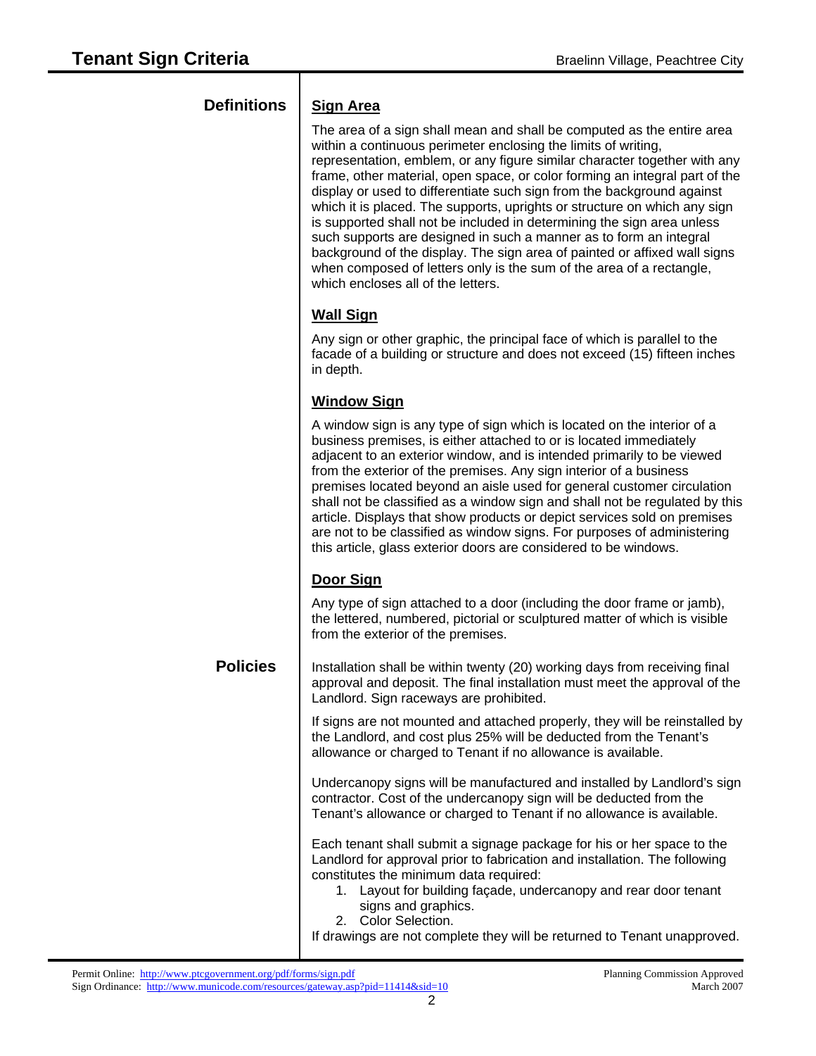## Definitions

### Sign Area

The area of a sign shall mean and shall be computed as the entire area within a continuous perimeter enclosing the limits of writing, representation, emblem, or any figure similar character together with any frame, other material, open space, or color forming an integral part of the display or used to differentiate such sign from the background against which it is placed. The supports, uprights or structure on which any sign is supported shall not be included in determining the sign area unless such supports are designed in such a manner as to form an integral background of the display. The sign area of painted or affixed wall signs when composed of letters only is the sum of the area of a rectangle, which encloses all of the letters.

### Wall Sign

Any sign or other graphic, the principal face of which is parallel to the facade of a building or structure and does not exceed (15) fifteen inches in depth.

### Window Sign

A window sign is any type of sign which is located on the interior of a business premises, is either attached to or is located immediately adjacent to an exterior window, and is intended primarily to be viewed from the exterior of the premises. Any sign interior of a business premises located beyond an aisle used for general customer circulation shall not be classified as a window sign and shall not be regulated by this article. Displays that show products or depict services sold on premises are not to be classified as window signs. For purposes of administering this article, glass exterior doors are considered to be windows.

### Door Sign

Any type of sign attached to a door (including the door frame or jamb), the lettered, numbered, pictorial or sculptured matter of which is visible from the exterior of the premises.

## Policies

Installation shall be within twenty (20) working days from receiving final approval and deposit. The final installation must meet the approval of the Landlord. Sign raceways are prohibited.

If signs are not mounted and attached properly, they will be reinstalled by the Landlord, and cost plus 25% will be deducted from the Tenant's allowance or charged to Tenant if no allowance is available.

Undercanopy signs will be manufactured and installed by Landlord's sign contractor. Cost of the undercanopy sign will be deducted from the Tenant's allowance or charged to Tenant if no allowance is available.

Each tenant shall submit a signage package for his or her space to the Landlord for approval prior to fabrication and installation. The following constitutes the minimum data required:

1. Layout for building façade, undercanopy and rear door tenant signs and graphics.
2. Color Selection.

If drawings are not complete they will be returned to Tenant unapproved.

Permit Online: http://www.ptcgovernment.org/pdf/forms/sign.pdf
Sign Ordinance: http://www.municode.com/resources/gateway.asp?pid=11414&sid=10

Planning Commission Approved
March 2007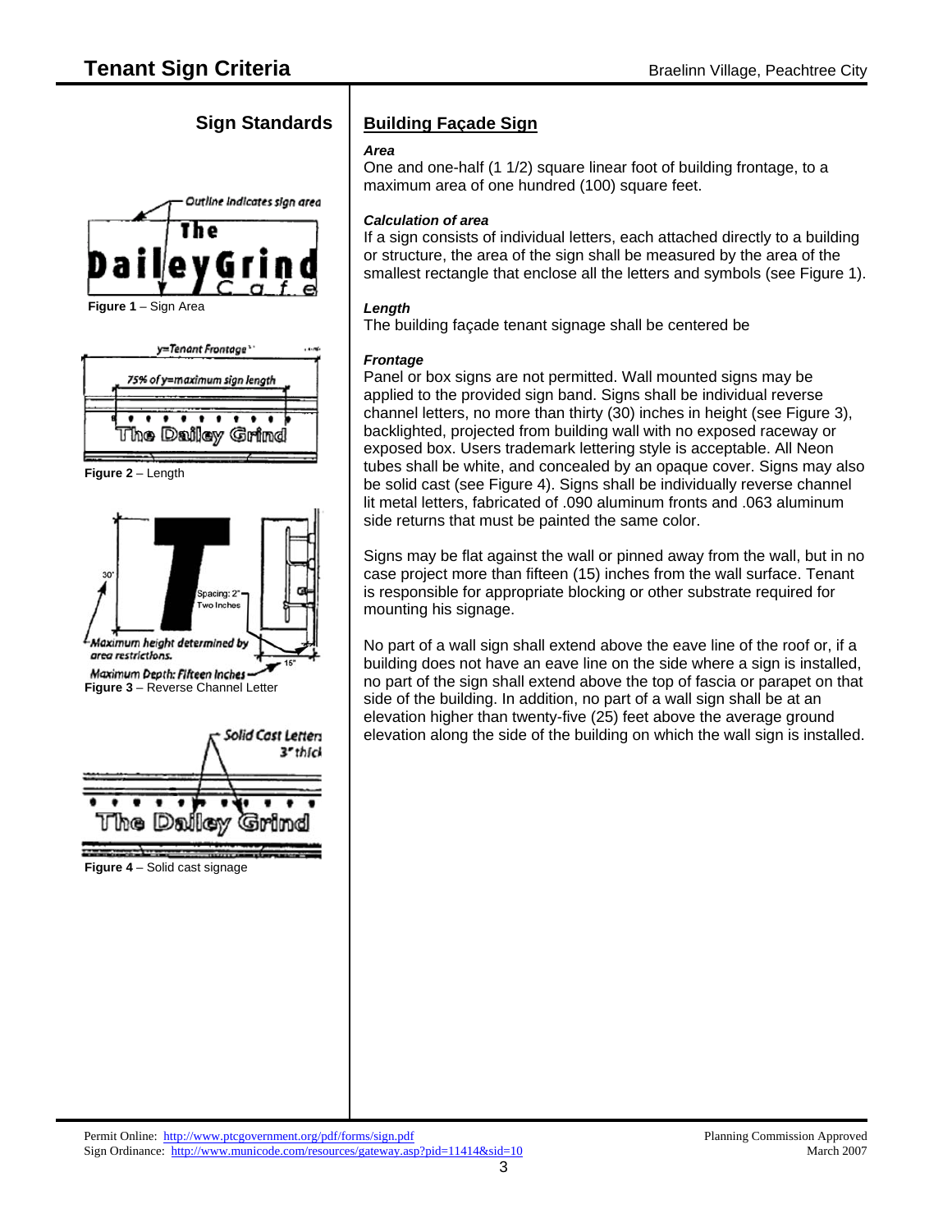## Sign Standards

Figure 1 – Sign Area

Figure 2 – Length

Figure 3 – Reverse Channel Letter

Figure 4 – Solid cast signage

## Building Façade Sign

***Area***

One and one-half (1 1/2) square linear foot of building frontage, to a maximum area of one hundred (100) square feet.

***Calculation of area***

If a sign consists of individual letters, each attached directly to a building or structure, the area of the sign shall be measured by the area of the smallest rectangle that enclose all the letters and symbols (see Figure 1).

***Length***

The building façade tenant signage shall be centered be

***Frontage***

Panel or box signs are not permitted. Wall mounted signs may be applied to the provided sign band. Signs shall be individual reverse channel letters, no more than thirty (30) inches in height (see Figure 3), backlighted, projected from building wall with no exposed raceway or exposed box. Users trademark lettering style is acceptable. All Neon tubes shall be white, and concealed by an opaque cover. Signs may also be solid cast (see Figure 4). Signs shall be individually reverse channel lit metal letters, fabricated of .090 aluminum fronts and .063 aluminum side returns that must be painted the same color.

Signs may be flat against the wall or pinned away from the wall, but in no case project more than fifteen (15) inches from the wall surface. Tenant is responsible for appropriate blocking or other substrate required for mounting his signage.

No part of a wall sign shall extend above the eave line of the roof or, if a building does not have an eave line on the side where a sign is installed, no part of the sign shall extend above the top of fascia or parapet on that side of the building. In addition, no part of a wall sign shall be at an elevation higher than twenty-five (25) feet above the average ground elevation along the side of the building on which the wall sign is installed.

Permit Online: http://www.ptcgovernment.org/pdf/forms/sign.pdf
Sign Ordinance: http://www.municode.com/resources/gateway.asp?pid=11414&sid=10

Planning Commission Approved
March 2007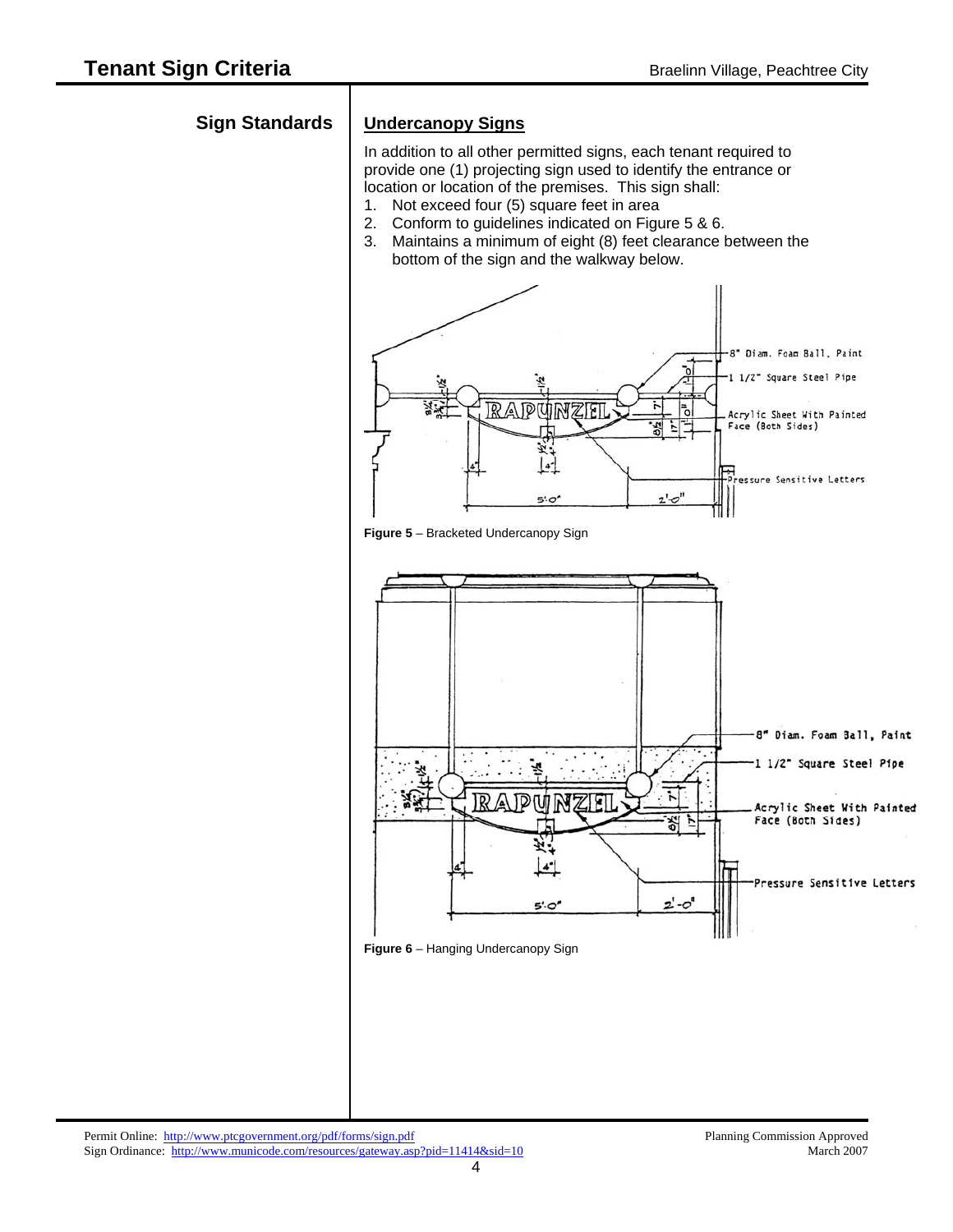## Sign Standards

### Undercanopy Signs

In addition to all other permitted signs, each tenant required to provide one (1) projecting sign used to identify the entrance or location or location of the premises. This sign shall:

1. Not exceed four (5) square feet in area
2. Conform to guidelines indicated on Figure 5 & 6.
3. Maintains a minimum of eight (8) feet clearance between the bottom of the sign and the walkway below.

**Figure 5** – Bracketed Undercanopy Sign

**Figure 6** – Hanging Undercanopy Sign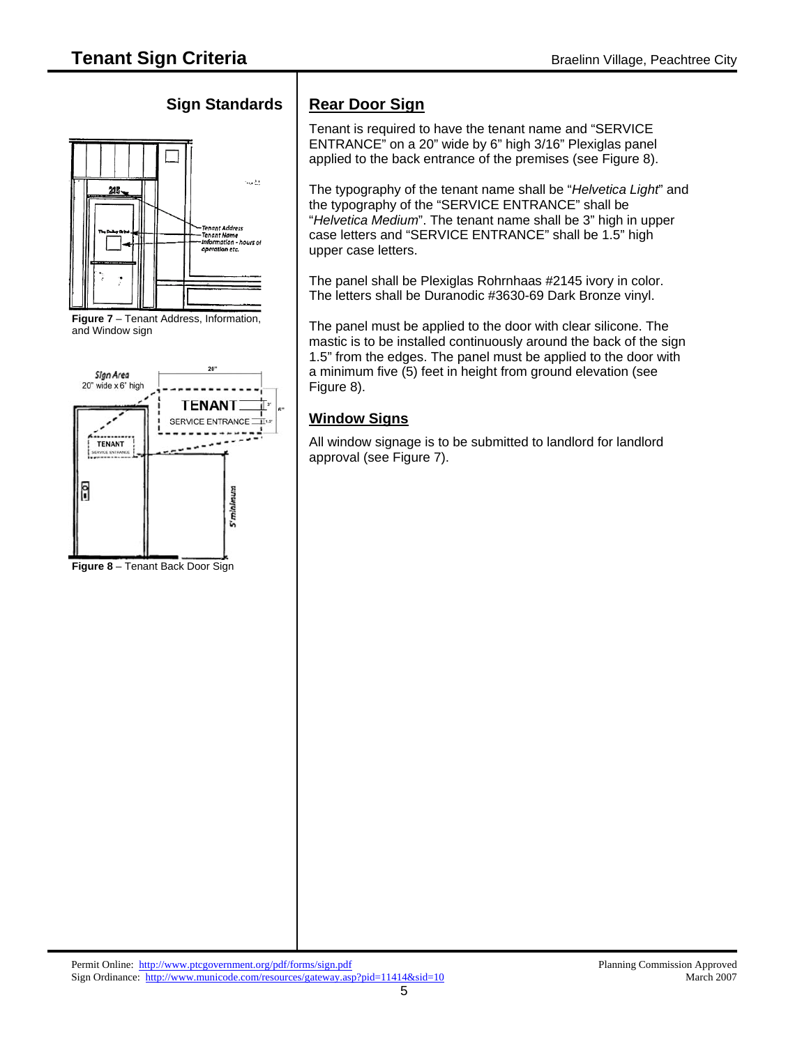## Sign Standards

Figure 7 – Tenant Address, Information, and Window sign

Figure 8 – Tenant Back Door Sign

## Rear Door Sign

Tenant is required to have the tenant name and "SERVICE ENTRANCE" on a 20" wide by 6" high 3/16" Plexiglas panel applied to the back entrance of the premises (see Figure 8).

The typography of the tenant name shall be "*Helvetica Light*" and the typography of the "SERVICE ENTRANCE" shall be "*Helvetica Medium*". The tenant name shall be 3" high in upper case letters and "SERVICE ENTRANCE" shall be 1.5" high upper case letters.

The panel shall be Plexiglas Rohrnhaas #2145 ivory in color. The letters shall be Duranodic #3630-69 Dark Bronze vinyl.

The panel must be applied to the door with clear silicone. The mastic is to be installed continuously around the back of the sign 1.5" from the edges. The panel must be applied to the door with a minimum five (5) feet in height from ground elevation (see Figure 8).

## Window Signs

All window signage is to be submitted to landlord for landlord approval (see Figure 7).

Permit Online: http://www.ptcgovernment.org/pdf/forms/sign.pdf
Sign Ordinance: http://www.municode.com/resources/gateway.asp?pid=11414&sid=10

Planning Commission Approved
March 2007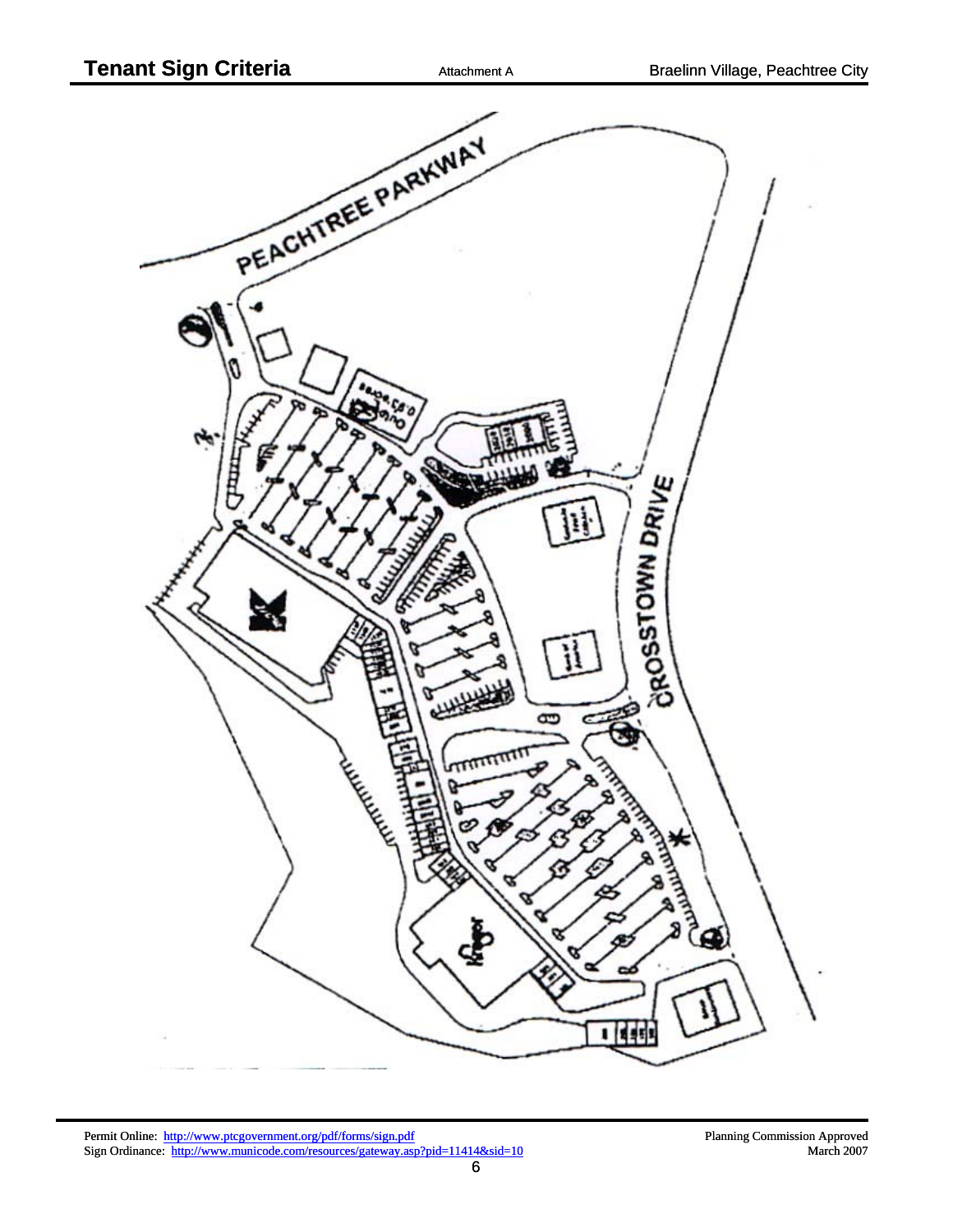PEACHTREE PARKWAY

CROSSTOWN DRIVE

Kroger

Permit Online: http://www.ptcgovernment.org/pdf/forms/sign.pdf
Sign Ordinance: http://www.municode.com/resources/gateway.asp?pid=11414&sid=10

Planning Commission Approved
March 2007